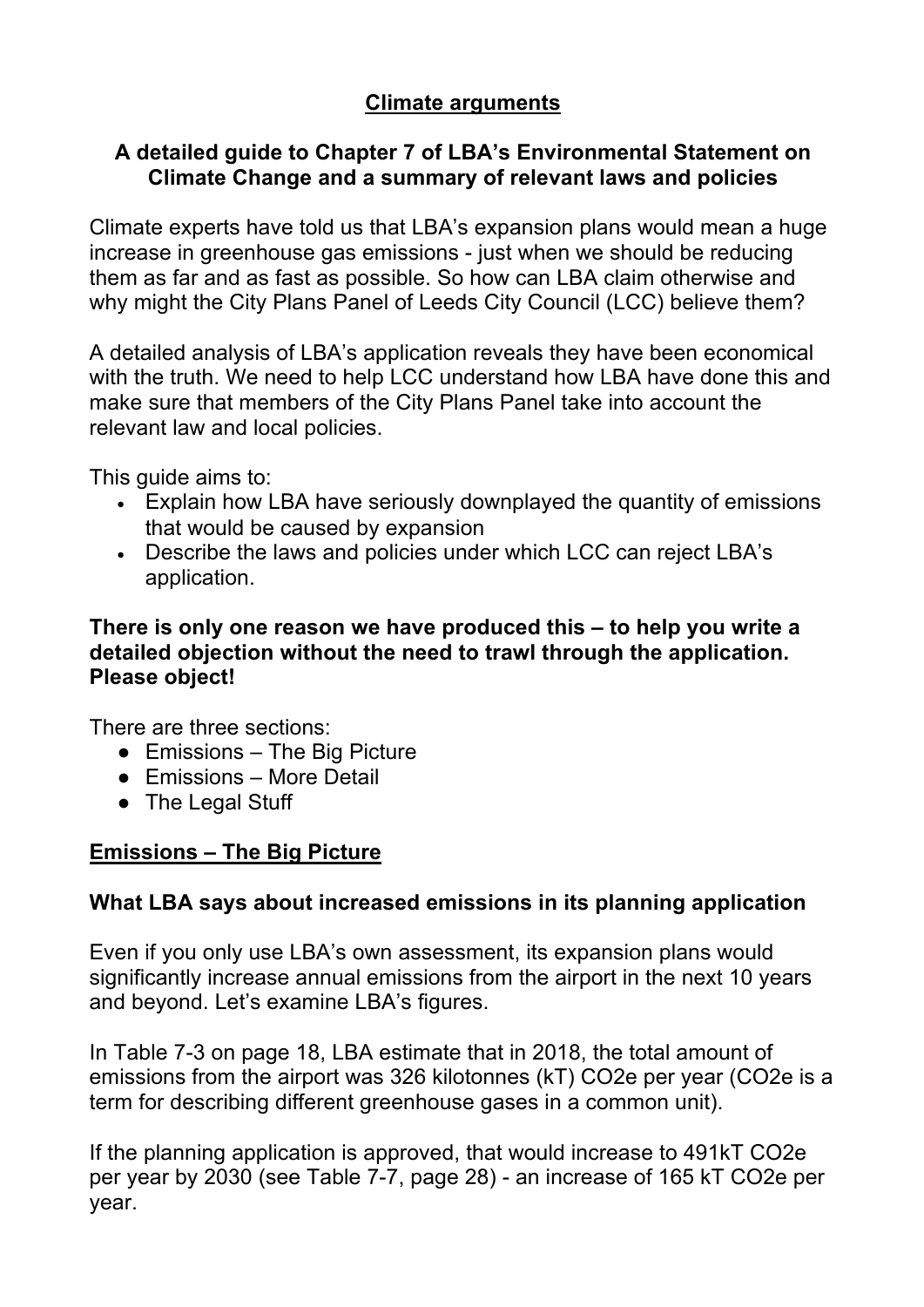# Climate arguments

## A detailed guide to Chapter 7 of LBA's Environmental Statement on Climate Change and a summary of relevant laws and policies

Climate experts have told us that LBA's expansion plans would mean a huge increase in greenhouse gas emissions - just when we should be reducing them as far and as fast as possible. So how can LBA claim otherwise and why might the City Plans Panel of Leeds City Council (LCC) believe them?

A detailed analysis of LBA's application reveals they have been economical with the truth. We need to help LCC understand how LBA have done this and make sure that members of the City Plans Panel take into account the relevant law and local policies.

This guide aims to:

- Explain how LBA have seriously downplayed the quantity of emissions that would be caused by expansion
- Describe the laws and policies under which LCC can reject LBA's application.

**There is only one reason we have produced this – to help you write a detailed objection without the need to trawl through the application. Please object!**

There are three sections:

- Emissions – The Big Picture
- Emissions – More Detail
- The Legal Stuff

## Emissions – The Big Picture

### What LBA says about increased emissions in its planning application

Even if you only use LBA's own assessment, its expansion plans would significantly increase annual emissions from the airport in the next 10 years and beyond. Let's examine LBA's figures.

In Table 7-3 on page 18, LBA estimate that in 2018, the total amount of emissions from the airport was 326 kilotonnes (kT) $CO_2e$ per year ($CO_2e$ is a term for describing different greenhouse gases in a common unit).

If the planning application is approved, that would increase to 491kT $CO_2e$ per year by 2030 (see Table 7-7, page 28) - an increase of 165 kT $CO_2e$ per year.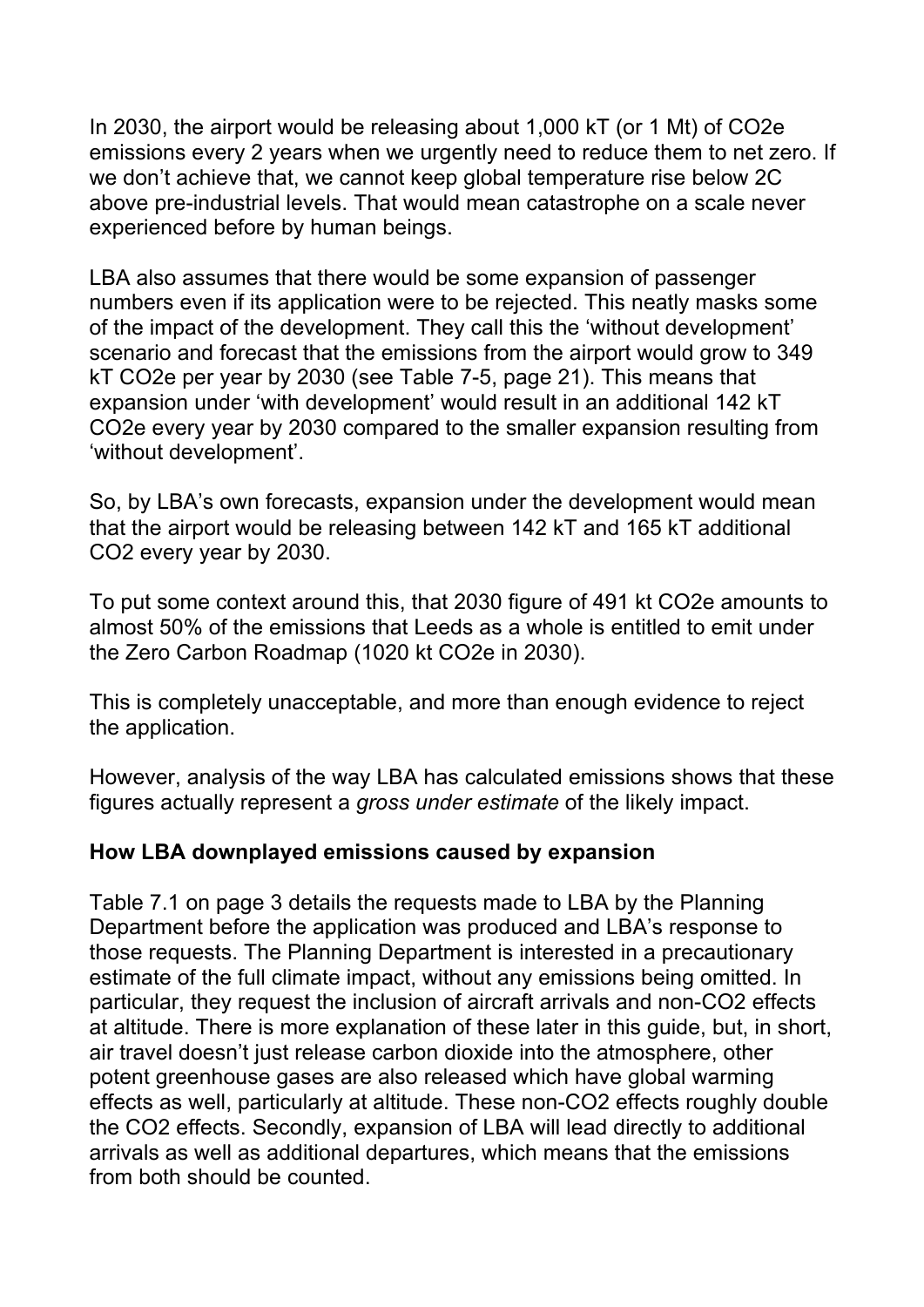In 2030, the airport would be releasing about 1,000 kT (or 1 Mt) of $CO_2e$ emissions every 2 years when we urgently need to reduce them to net zero. If we don't achieve that, we cannot keep global temperature rise below 2C above pre-industrial levels. That would mean catastrophe on a scale never experienced before by human beings.

LBA also assumes that there would be some expansion of passenger numbers even if its application were to be rejected. This neatly masks some of the impact of the development. They call this the 'without development' scenario and forecast that the emissions from the airport would grow to 349 kT $CO_2e$ per year by 2030 (see Table 7-5, page 21). This means that expansion under 'with development' would result in an additional 142 kT $CO_2e$ every year by 2030 compared to the smaller expansion resulting from 'without development'.

So, by LBA's own forecasts, expansion under the development would mean that the airport would be releasing between 142 kT and 165 kT additional $CO_2$ every year by 2030.

To put some context around this, that 2030 figure of 491 kt $CO_2e$ amounts to almost 50% of the emissions that Leeds as a whole is entitled to emit under the Zero Carbon Roadmap (1020 kt $CO_2e$ in 2030).

This is completely unacceptable, and more than enough evidence to reject the application.

However, analysis of the way LBA has calculated emissions shows that these figures actually represent a *gross under estimate* of the likely impact.

**How LBA downplayed emissions caused by expansion**

Table 7.1 on page 3 details the requests made to LBA by the Planning Department before the application was produced and LBA's response to those requests. The Planning Department is interested in a precautionary estimate of the full climate impact, without any emissions being omitted. In particular, they request the inclusion of aircraft arrivals and non-$CO_2$ effects at altitude. There is more explanation of these later in this guide, but, in short, air travel doesn't just release carbon dioxide into the atmosphere, other potent greenhouse gases are also released which have global warming effects as well, particularly at altitude. These non-$CO_2$ effects roughly double the $CO_2$ effects. Secondly, expansion of LBA will lead directly to additional arrivals as well as additional departures, which means that the emissions from both should be counted.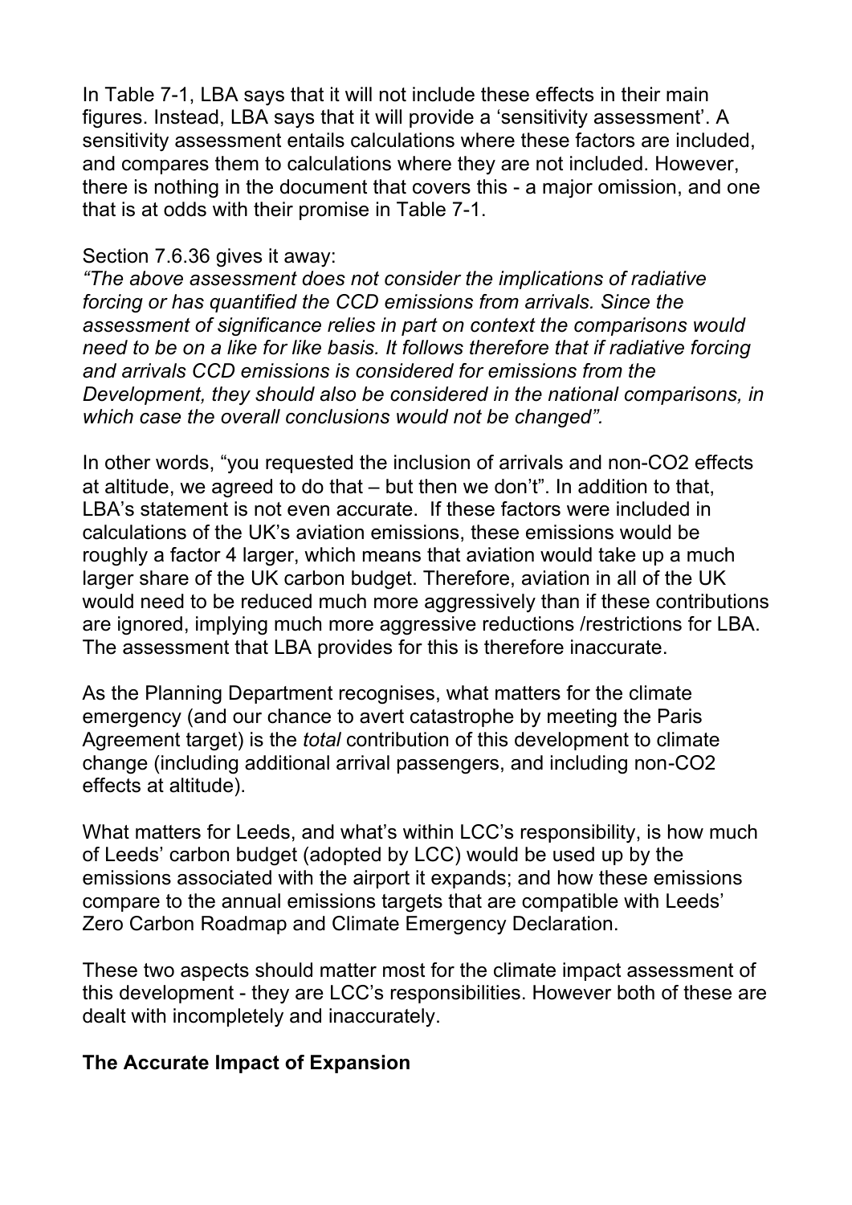In Table 7-1, LBA says that it will not include these effects in their main figures. Instead, LBA says that it will provide a 'sensitivity assessment'. A sensitivity assessment entails calculations where these factors are included, and compares them to calculations where they are not included. However, there is nothing in the document that covers this - a major omission, and one that is at odds with their promise in Table 7-1.

Section 7.6.36 gives it away:

*"The above assessment does not consider the implications of radiative forcing or has quantified the CCD emissions from arrivals. Since the assessment of significance relies in part on context the comparisons would need to be on a like for like basis. It follows therefore that if radiative forcing and arrivals CCD emissions is considered for emissions from the Development, they should also be considered in the national comparisons, in which case the overall conclusions would not be changed".*

In other words, "you requested the inclusion of arrivals and non-$CO_2$ effects at altitude, we agreed to do that – but then we don't". In addition to that, LBA's statement is not even accurate. If these factors were included in calculations of the UK's aviation emissions, these emissions would be roughly a factor 4 larger, which means that aviation would take up a much larger share of the UK carbon budget. Therefore, aviation in all of the UK would need to be reduced much more aggressively than if these contributions are ignored, implying much more aggressive reductions /restrictions for LBA. The assessment that LBA provides for this is therefore inaccurate.

As the Planning Department recognises, what matters for the climate emergency (and our chance to avert catastrophe by meeting the Paris Agreement target) is the *total* contribution of this development to climate change (including additional arrival passengers, and including non-$CO_2$ effects at altitude).

What matters for Leeds, and what's within LCC's responsibility, is how much of Leeds' carbon budget (adopted by LCC) would be used up by the emissions associated with the airport it expands; and how these emissions compare to the annual emissions targets that are compatible with Leeds' Zero Carbon Roadmap and Climate Emergency Declaration.

These two aspects should matter most for the climate impact assessment of this development - they are LCC's responsibilities. However both of these are dealt with incompletely and inaccurately.

**The Accurate Impact of Expansion**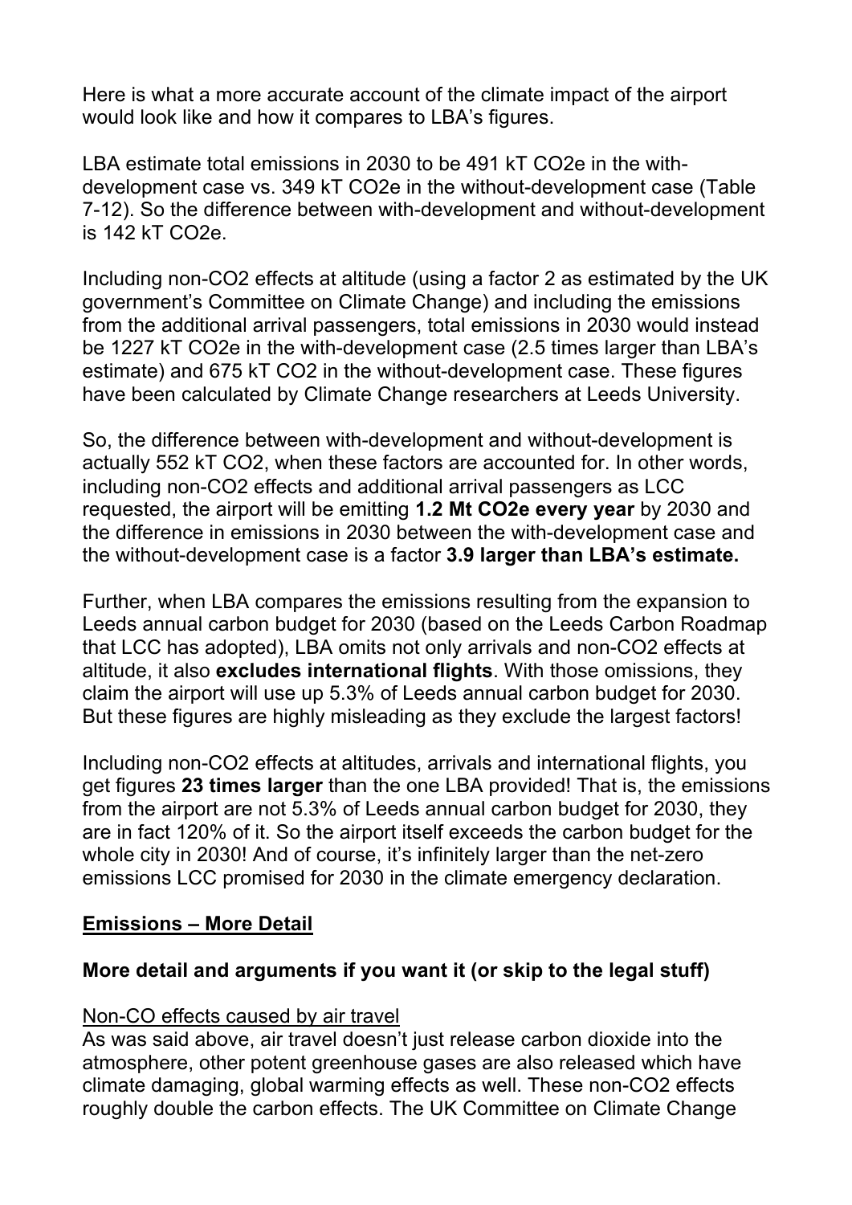Here is what a more accurate account of the climate impact of the airport would look like and how it compares to LBA's figures.

LBA estimate total emissions in 2030 to be 491 kT $CO_2e$ in the with-development case vs. 349 kT $CO_2e$ in the without-development case (Table 7-12). So the difference between with-development and without-development is 142 kT $CO_2e$.

Including non-$CO_2$ effects at altitude (using a factor 2 as estimated by the UK government's Committee on Climate Change) and including the emissions from the additional arrival passengers, total emissions in 2030 would instead be 1227 kT $CO_2e$ in the with-development case (2.5 times larger than LBA's estimate) and 675 kT $CO_2$ in the without-development case. These figures have been calculated by Climate Change researchers at Leeds University.

So, the difference between with-development and without-development is actually 552 kT $CO_2$, when these factors are accounted for. In other words, including non-$CO_2$ effects and additional arrival passengers as LCC requested, the airport will be emitting **1.2 Mt $CO_2e$ every year** by 2030 and the difference in emissions in 2030 between the with-development case and the without-development case is a factor **3.9 larger than LBA's estimate.**

Further, when LBA compares the emissions resulting from the expansion to Leeds annual carbon budget for 2030 (based on the Leeds Carbon Roadmap that LCC has adopted), LBA omits not only arrivals and non-$CO_2$ effects at altitude, it also **excludes international flights**. With those omissions, they claim the airport will use up 5.3% of Leeds annual carbon budget for 2030. But these figures are highly misleading as they exclude the largest factors!

Including non-$CO_2$ effects at altitudes, arrivals and international flights, you get figures **23 times larger** than the one LBA provided! That is, the emissions from the airport are not 5.3% of Leeds annual carbon budget for 2030, they are in fact 120% of it. So the airport itself exceeds the carbon budget for the whole city in 2030! And of course, it's infinitely larger than the net-zero emissions LCC promised for 2030 in the climate emergency declaration.

## <u>Emissions – More Detail</u>

### More detail and arguments if you want it (or skip to the legal stuff)

<u>Non-CO effects caused by air travel</u>

As was said above, air travel doesn't just release carbon dioxide into the atmosphere, other potent greenhouse gases are also released which have climate damaging, global warming effects as well. These non-$CO_2$ effects roughly double the carbon effects. The UK Committee on Climate Change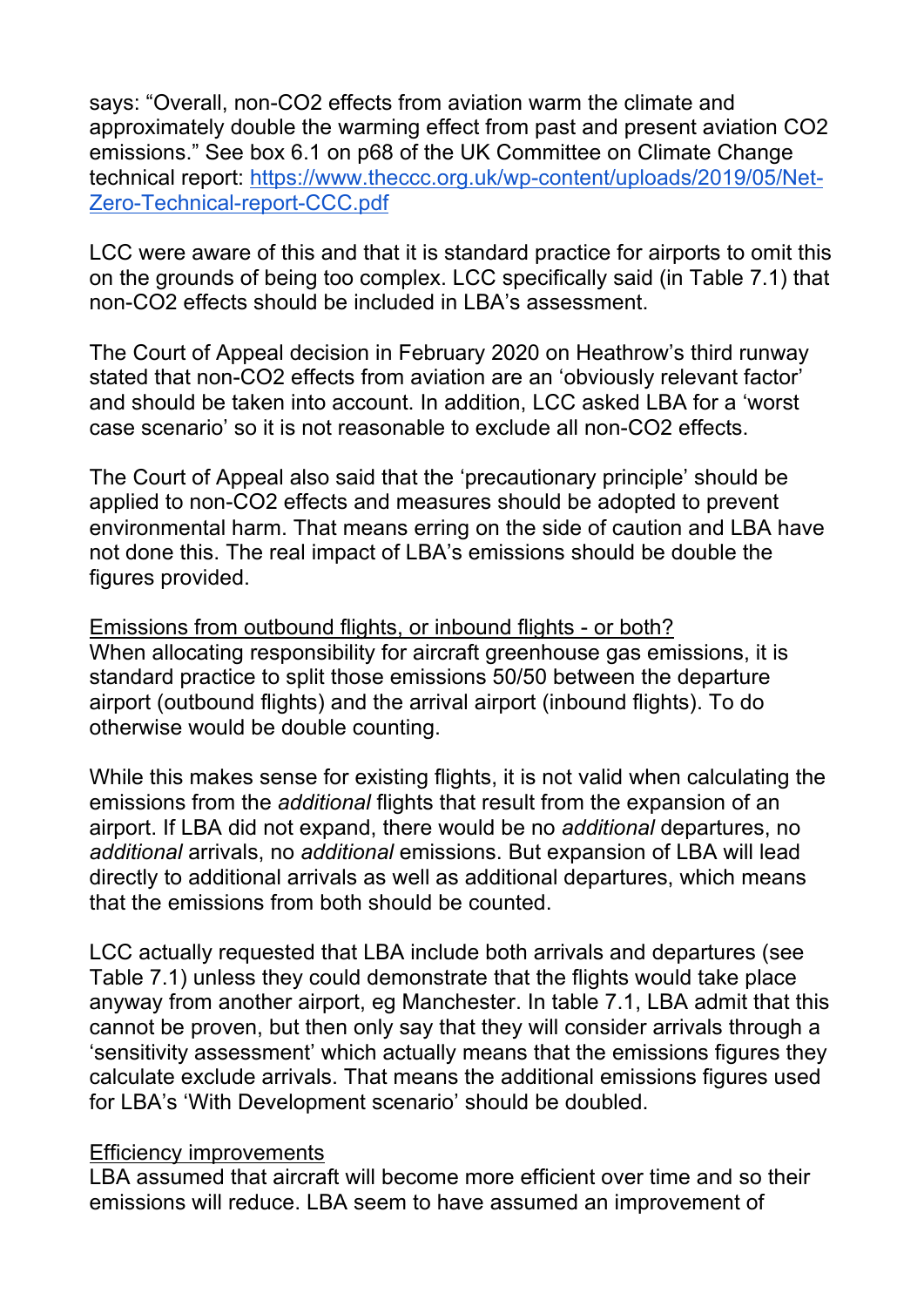says: “Overall, non-$CO_2$ effects from aviation warm the climate and approximately double the warming effect from past and present aviation $CO_2$ emissions.” See box 6.1 on p68 of the UK Committee on Climate Change technical report: [https://www.theccc.org.uk/wp-content/uploads/2019/05/Net-Zero-Technical-report-CCC.pdf](https://www.theccc.org.uk/wp-content/uploads/2019/05/Net-Zero-Technical-report-CCC.pdf)

LCC were aware of this and that it is standard practice for airports to omit this on the grounds of being too complex. LCC specifically said (in Table 7.1) that non-$CO_2$ effects should be included in LBA’s assessment.

The Court of Appeal decision in February 2020 on Heathrow’s third runway stated that non-$CO_2$ effects from aviation are an ‘obviously relevant factor’ and should be taken into account. In addition, LCC asked LBA for a ‘worst case scenario’ so it is not reasonable to exclude all non-$CO_2$ effects.

The Court of Appeal also said that the ‘precautionary principle’ should be applied to non-$CO_2$ effects and measures should be adopted to prevent environmental harm. That means erring on the side of caution and LBA have not done this. The real impact of LBA’s emissions should be double the figures provided.

<u>Emissions from outbound flights, or inbound flights - or both?</u>
When allocating responsibility for aircraft greenhouse gas emissions, it is standard practice to split those emissions 50/50 between the departure airport (outbound flights) and the arrival airport (inbound flights). To do otherwise would be double counting.

While this makes sense for existing flights, it is not valid when calculating the emissions from the *additional* flights that result from the expansion of an airport. If LBA did not expand, there would be no *additional* departures, no *additional* arrivals, no *additional* emissions. But expansion of LBA will lead directly to additional arrivals as well as additional departures, which means that the emissions from both should be counted.

LCC actually requested that LBA include both arrivals and departures (see Table 7.1) unless they could demonstrate that the flights would take place anyway from another airport, eg Manchester. In table 7.1, LBA admit that this cannot be proven, but then only say that they will consider arrivals through a ‘sensitivity assessment’ which actually means that the emissions figures they calculate exclude arrivals. That means the additional emissions figures used for LBA’s ‘With Development scenario’ should be doubled.

<u>Efficiency improvements</u>
LBA assumed that aircraft will become more efficient over time and so their emissions will reduce. LBA seem to have assumed an improvement of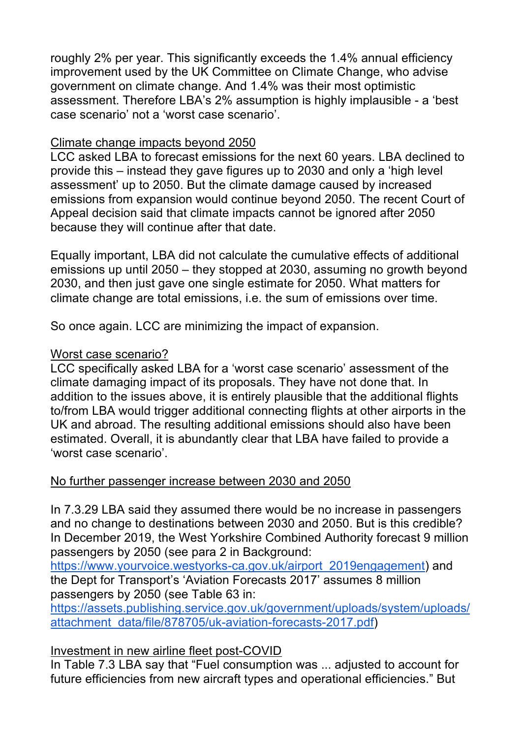roughly 2% per year. This significantly exceeds the 1.4% annual efficiency improvement used by the UK Committee on Climate Change, who advise government on climate change. And 1.4% was their most optimistic assessment. Therefore LBA's 2% assumption is highly implausible - a 'best case scenario' not a 'worst case scenario'.

<u>Climate change impacts beyond 2050</u>

LCC asked LBA to forecast emissions for the next 60 years. LBA declined to provide this – instead they gave figures up to 2030 and only a 'high level assessment' up to 2050. But the climate damage caused by increased emissions from expansion would continue beyond 2050. The recent Court of Appeal decision said that climate impacts cannot be ignored after 2050 because they will continue after that date.

Equally important, LBA did not calculate the cumulative effects of additional emissions up until 2050 – they stopped at 2030, assuming no growth beyond 2030, and then just gave one single estimate for 2050. What matters for climate change are total emissions, i.e. the sum of emissions over time.

So once again. LCC are minimizing the impact of expansion.

<u>Worst case scenario?</u>

LCC specifically asked LBA for a 'worst case scenario' assessment of the climate damaging impact of its proposals. They have not done that. In addition to the issues above, it is entirely plausible that the additional flights to/from LBA would trigger additional connecting flights at other airports in the UK and abroad. The resulting additional emissions should also have been estimated. Overall, it is abundantly clear that LBA have failed to provide a 'worst case scenario'.

<u>No further passenger increase between 2030 and 2050</u>

In 7.3.29 LBA said they assumed there would be no increase in passengers and no change to destinations between 2030 and 2050. But is this credible? In December 2019, the West Yorkshire Combined Authority forecast 9 million passengers by 2050 (see para 2 in Background: [https://www.yourvoice.westyorks-ca.gov.uk/airport_2019engagement](https://www.yourvoice.westyorks-ca.gov.uk/airport_2019engagement)) and the Dept for Transport's 'Aviation Forecasts 2017' assumes 8 million passengers by 2050 (see Table 63 in: [https://assets.publishing.service.gov.uk/government/uploads/system/uploads/attachment_data/file/878705/uk-aviation-forecasts-2017.pdf](https://assets.publishing.service.gov.uk/government/uploads/system/uploads/attachment_data/file/878705/uk-aviation-forecasts-2017.pdf))

<u>Investment in new airline fleet post-COVID</u>

In Table 7.3 LBA say that "Fuel consumption was ... adjusted to account for future efficiencies from new aircraft types and operational efficiencies." But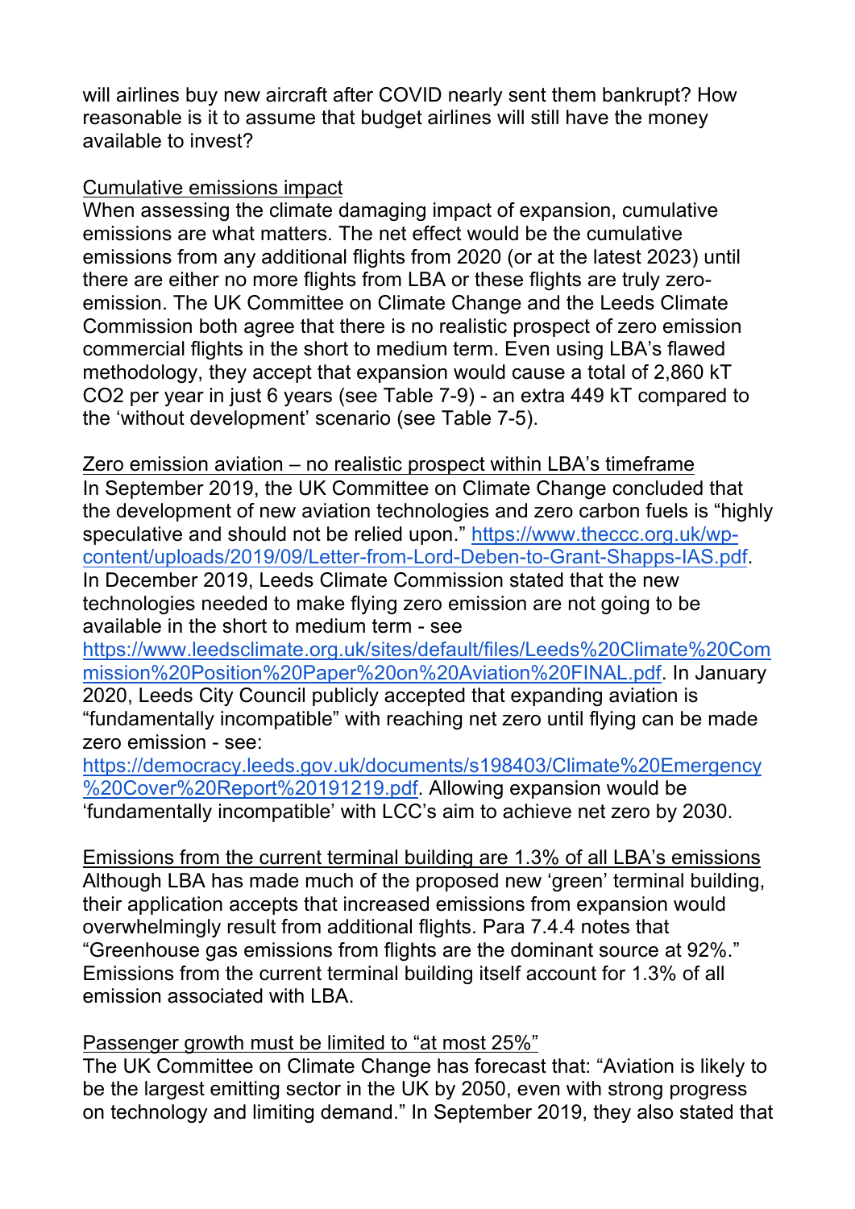will airlines buy new aircraft after COVID nearly sent them bankrupt? How reasonable is it to assume that budget airlines will still have the money available to invest?

<u>Cumulative emissions impact</u>

When assessing the climate damaging impact of expansion, cumulative emissions are what matters. The net effect would be the cumulative emissions from any additional flights from 2020 (or at the latest 2023) until there are either no more flights from LBA or these flights are truly zero-emission. The UK Committee on Climate Change and the Leeds Climate Commission both agree that there is no realistic prospect of zero emission commercial flights in the short to medium term. Even using LBA's flawed methodology, they accept that expansion would cause a total of 2,860 kT $CO_2$ per year in just 6 years (see Table 7-9) - an extra 449 kT compared to the 'without development' scenario (see Table 7-5).

<u>Zero emission aviation – no realistic prospect within LBA's timeframe</u>

In September 2019, the UK Committee on Climate Change concluded that the development of new aviation technologies and zero carbon fuels is "highly speculative and should not be relied upon." https://www.theccc.org.uk/wp-content/uploads/2019/09/Letter-from-Lord-Deben-to-Grant-Shapps-IAS.pdf. In December 2019, Leeds Climate Commission stated that the new technologies needed to make flying zero emission are not going to be available in the short to medium term - see https://www.leedsclimate.org.uk/sites/default/files/Leeds%20Climate%20Commission%20Position%20Paper%20on%20Aviation%20FINAL.pdf. In January 2020, Leeds City Council publicly accepted that expanding aviation is "fundamentally incompatible" with reaching net zero until flying can be made zero emission - see: https://democracy.leeds.gov.uk/documents/s198403/Climate%20Emergency%20Cover%20Report%20191219.pdf. Allowing expansion would be 'fundamentally incompatible' with LCC's aim to achieve net zero by 2030.

<u>Emissions from the current terminal building are 1.3% of all LBA's emissions</u>

Although LBA has made much of the proposed new 'green' terminal building, their application accepts that increased emissions from expansion would overwhelmingly result from additional flights. Para 7.4.4 notes that "Greenhouse gas emissions from flights are the dominant source at 92%." Emissions from the current terminal building itself account for 1.3% of all emission associated with LBA.

<u>Passenger growth must be limited to "at most 25%"</u>

The UK Committee on Climate Change has forecast that: "Aviation is likely to be the largest emitting sector in the UK by 2050, even with strong progress on technology and limiting demand." In September 2019, they also stated that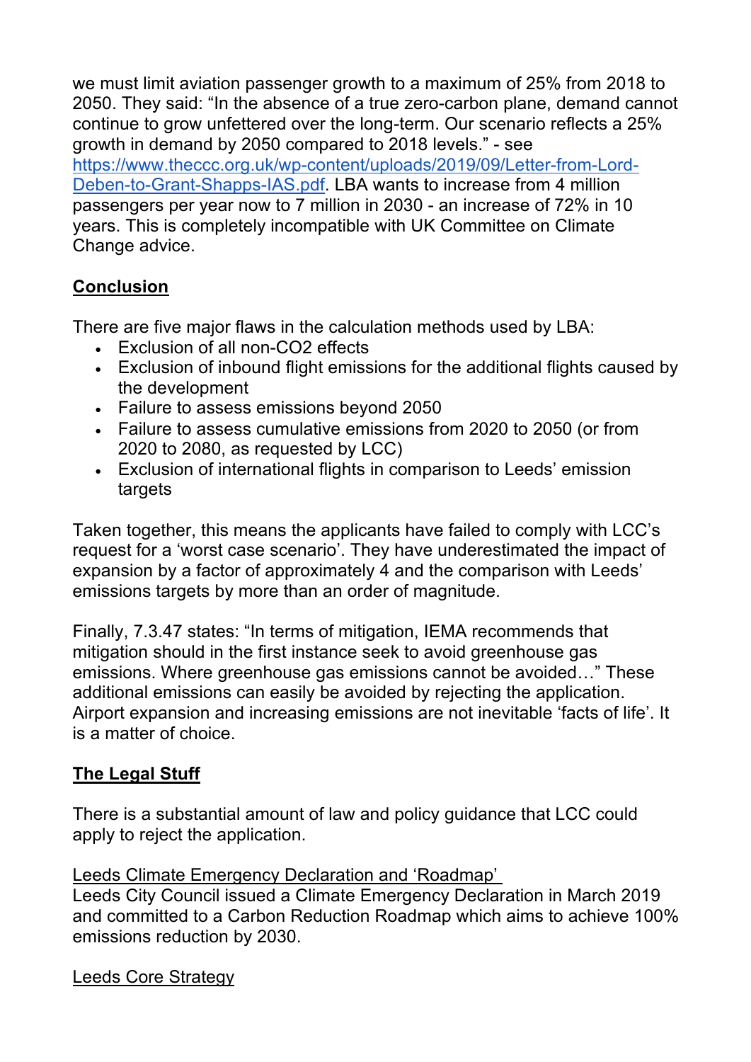we must limit aviation passenger growth to a maximum of 25% from 2018 to 2050. They said: "In the absence of a true zero-carbon plane, demand cannot continue to grow unfettered over the long-term. Our scenario reflects a 25% growth in demand by 2050 compared to 2018 levels." - see https://www.theccc.org.uk/wp-content/uploads/2019/09/Letter-from-Lord-Deben-to-Grant-Shapps-IAS.pdf. LBA wants to increase from 4 million passengers per year now to 7 million in 2030 - an increase of 72% in 10 years. This is completely incompatible with UK Committee on Climate Change advice.

## Conclusion

There are five major flaws in the calculation methods used by LBA:

- Exclusion of all non-$CO_2$ effects
- Exclusion of inbound flight emissions for the additional flights caused by the development
- Failure to assess emissions beyond 2050
- Failure to assess cumulative emissions from 2020 to 2050 (or from 2020 to 2080, as requested by LCC)
- Exclusion of international flights in comparison to Leeds' emission targets

Taken together, this means the applicants have failed to comply with LCC's request for a 'worst case scenario'. They have underestimated the impact of expansion by a factor of approximately 4 and the comparison with Leeds' emissions targets by more than an order of magnitude.

Finally, 7.3.47 states: "In terms of mitigation, IEMA recommends that mitigation should in the first instance seek to avoid greenhouse gas emissions. Where greenhouse gas emissions cannot be avoided…" These additional emissions can easily be avoided by rejecting the application. Airport expansion and increasing emissions are not inevitable 'facts of life'. It is a matter of choice.

## The Legal Stuff

There is a substantial amount of law and policy guidance that LCC could apply to reject the application.

<u>Leeds Climate Emergency Declaration and 'Roadmap'</u>

Leeds City Council issued a Climate Emergency Declaration in March 2019 and committed to a Carbon Reduction Roadmap which aims to achieve 100% emissions reduction by 2030.

<u>Leeds Core Strategy</u>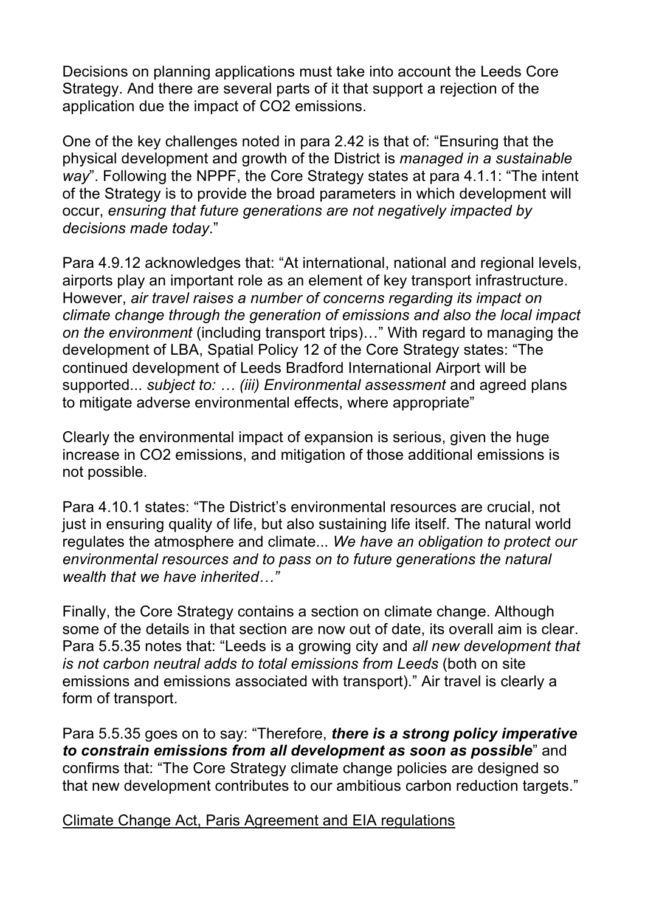Decisions on planning applications must take into account the Leeds Core Strategy. And there are several parts of it that support a rejection of the application due the impact of $CO_2$ emissions.

One of the key challenges noted in para 2.42 is that of: "Ensuring that the physical development and growth of the District is *managed in a sustainable way*". Following the NPPF, the Core Strategy states at para 4.1.1: "The intent of the Strategy is to provide the broad parameters in which development will occur, *ensuring that future generations are not negatively impacted by decisions made today*."

Para 4.9.12 acknowledges that: "At international, national and regional levels, airports play an important role as an element of key transport infrastructure. However, *air travel raises a number of concerns regarding its impact on climate change through the generation of emissions and also the local impact on the environment* (including transport trips)…" With regard to managing the development of LBA, Spatial Policy 12 of the Core Strategy states: "The continued development of Leeds Bradford International Airport will be supported... *subject to: … (iii) Environmental assessment* and agreed plans to mitigate adverse environmental effects, where appropriate"

Clearly the environmental impact of expansion is serious, given the huge increase in $CO_2$ emissions, and mitigation of those additional emissions is not possible.

Para 4.10.1 states: "The District's environmental resources are crucial, not just in ensuring quality of life, but also sustaining life itself. The natural world regulates the atmosphere and climate... *We have an obligation to protect our environmental resources and to pass on to future generations the natural wealth that we have inherited…"*

Finally, the Core Strategy contains a section on climate change. Although some of the details in that section are now out of date, its overall aim is clear. Para 5.5.35 notes that: "Leeds is a growing city and *all new development that is not carbon neutral adds to total emissions from Leeds* (both on site emissions and emissions associated with transport)." Air travel is clearly a form of transport.

Para 5.5.35 goes on to say: "Therefore, ***there is a strong policy imperative to constrain emissions from all development as soon as possible***" and confirms that: "The Core Strategy climate change policies are designed so that new development contributes to our ambitious carbon reduction targets."

Climate Change Act, Paris Agreement and EIA regulations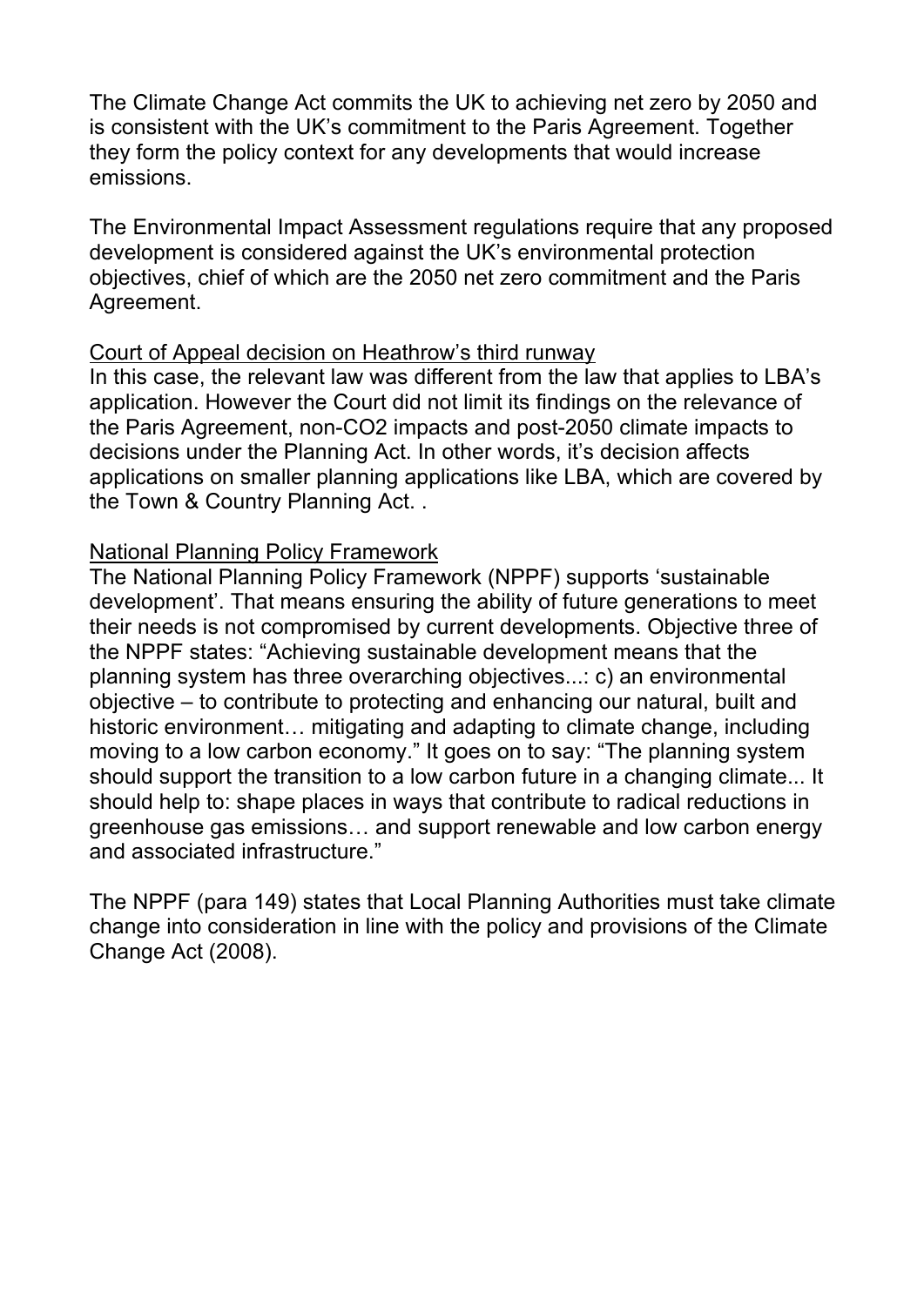The Climate Change Act commits the UK to achieving net zero by 2050 and is consistent with the UK's commitment to the Paris Agreement. Together they form the policy context for any developments that would increase emissions.

The Environmental Impact Assessment regulations require that any proposed development is considered against the UK's environmental protection objectives, chief of which are the 2050 net zero commitment and the Paris Agreement.

<u>Court of Appeal decision on Heathrow's third runway</u>

In this case, the relevant law was different from the law that applies to LBA's application. However the Court did not limit its findings on the relevance of the Paris Agreement, non-CO2 impacts and post-2050 climate impacts to decisions under the Planning Act. In other words, it's decision affects applications on smaller planning applications like LBA, which are covered by the Town & Country Planning Act. .

<u>National Planning Policy Framework</u>

The National Planning Policy Framework (NPPF) supports 'sustainable development'. That means ensuring the ability of future generations to meet their needs is not compromised by current developments. Objective three of the NPPF states: "Achieving sustainable development means that the planning system has three overarching objectives...: c) an environmental objective – to contribute to protecting and enhancing our natural, built and historic environment… mitigating and adapting to climate change, including moving to a low carbon economy." It goes on to say: "The planning system should support the transition to a low carbon future in a changing climate... It should help to: shape places in ways that contribute to radical reductions in greenhouse gas emissions… and support renewable and low carbon energy and associated infrastructure."

The NPPF (para 149) states that Local Planning Authorities must take climate change into consideration in line with the policy and provisions of the Climate Change Act (2008).